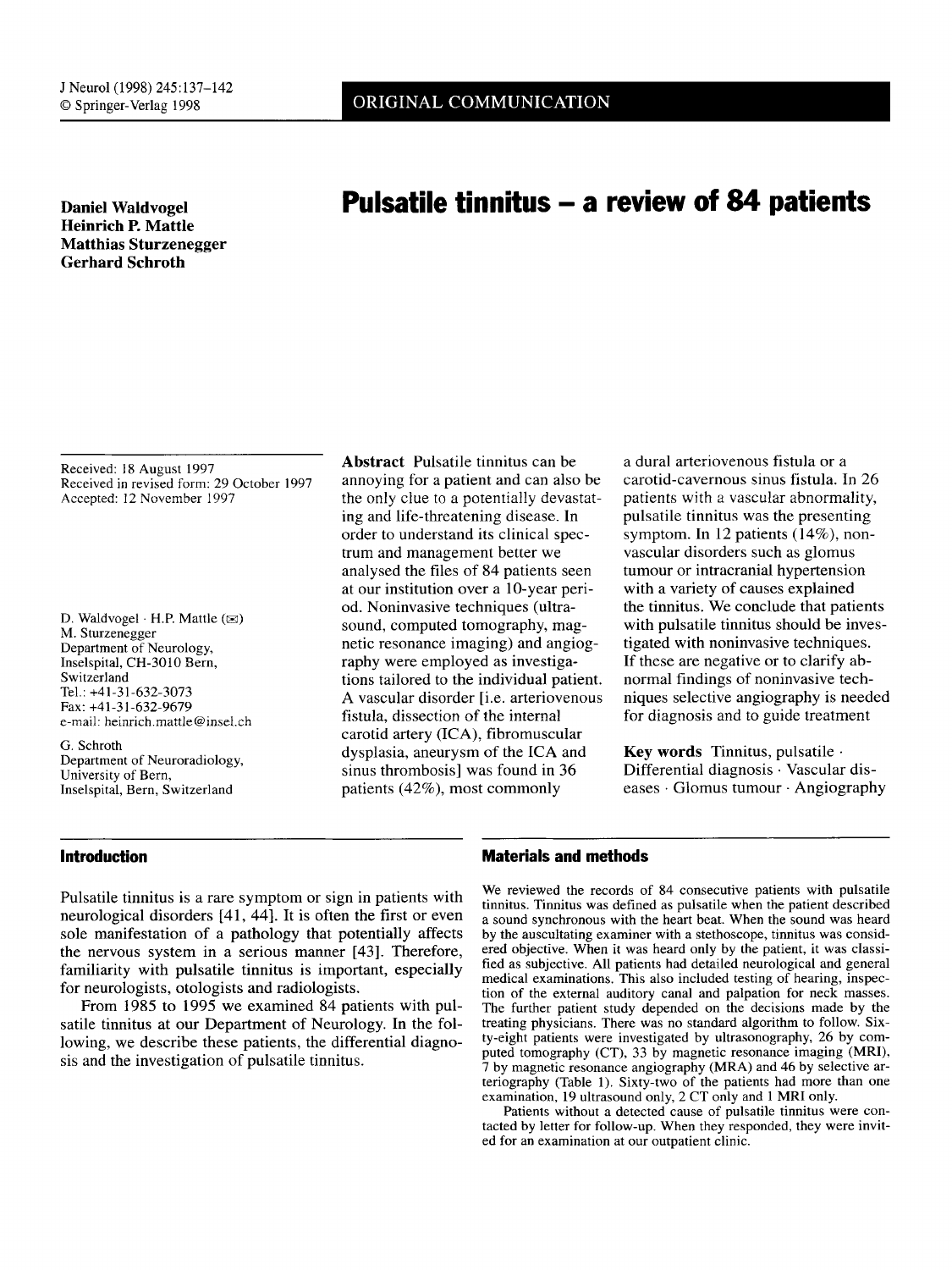ORIGINAL COMMUNICATION

**Daniel Waldvogel**
**Heinrich P. Mattle**
**Matthias Sturzenegger**
**Gerhard Schroth**

# Pulsatile tinnitus – a review of 84 patients

Received: 18 August 1997
Received in revised form: 29 October 1997
Accepted: 12 November 1997

D. Waldvogel · H.P. Mattle (✉)
M. Sturzenegger
Department of Neurology,
Inselspital, CH-3010 Bern,
Switzerland
Tel.: +41-31-632-3073
Fax: +41-31-632-9679
e-mail: heinrich.mattle@insel.ch

G. Schroth
Department of Neuroradiology,
University of Bern,
Inselspital, Bern, Switzerland

**Abstract** Pulsatile tinnitus can be annoying for a patient and can also be the only clue to a potentially devastating and life-threatening disease. In order to understand its clinical spectrum and management better we analysed the files of 84 patients seen at our institution over a 10-year period. Noninvasive techniques (ultrasound, computed tomography, magnetic resonance imaging) and angiography were employed as investigations tailored to the individual patient. A vascular disorder [i.e. arteriovenous fistula, dissection of the internal carotid artery (ICA), fibromuscular dysplasia, aneurysm of the ICA and sinus thrombosis] was found in 36 patients (42%), most commonly a dural arteriovenous fistula or a carotid-cavernous sinus fistula. In 26 patients with a vascular abnormality, pulsatile tinnitus was the presenting symptom. In 12 patients (14%), nonvascular disorders such as glomus tumour or intracranial hypertension with a variety of causes explained the tinnitus. We conclude that patients with pulsatile tinnitus should be investigated with noninvasive techniques. If these are negative or to clarify abnormal findings of noninvasive techniques selective angiography is needed for diagnosis and to guide treatment

**Key words** Tinnitus, pulsatile · Differential diagnosis · Vascular diseases · Glomus tumour · Angiography

## Introduction

Pulsatile tinnitus is a rare symptom or sign in patients with neurological disorders [41, 44]. It is often the first or even sole manifestation of a pathology that potentially affects the nervous system in a serious manner [43]. Therefore, familiarity with pulsatile tinnitus is important, especially for neurologists, otologists and radiologists.

From 1985 to 1995 we examined 84 patients with pulsatile tinnitus at our Department of Neurology. In the following, we describe these patients, the differential diagnosis and the investigation of pulsatile tinnitus.

## Materials and methods

We reviewed the records of 84 consecutive patients with pulsatile tinnitus. Tinnitus was defined as pulsatile when the patient described a sound synchronous with the heart beat. When the sound was heard by the auscultating examiner with a stethoscope, tinnitus was considered objective. When it was heard only by the patient, it was classified as subjective. All patients had detailed neurological and general medical examinations. This also included testing of hearing, inspection of the external auditory canal and palpation for neck masses. The further patient study depended on the decisions made by the treating physicians. There was no standard algorithm to follow. Sixty-eight patients were investigated by ultrasonography, 26 by computed tomography (CT), 33 by magnetic resonance imaging (MRI), 7 by magnetic resonance angiography (MRA) and 46 by selective arteriography (Table 1). Sixty-two of the patients had more than one examination, 19 ultrasound only, 2 CT only and 1 MRI only.

Patients without a detected cause of pulsatile tinnitus were contacted by letter for follow-up. When they responded, they were invited for an examination at our outpatient clinic.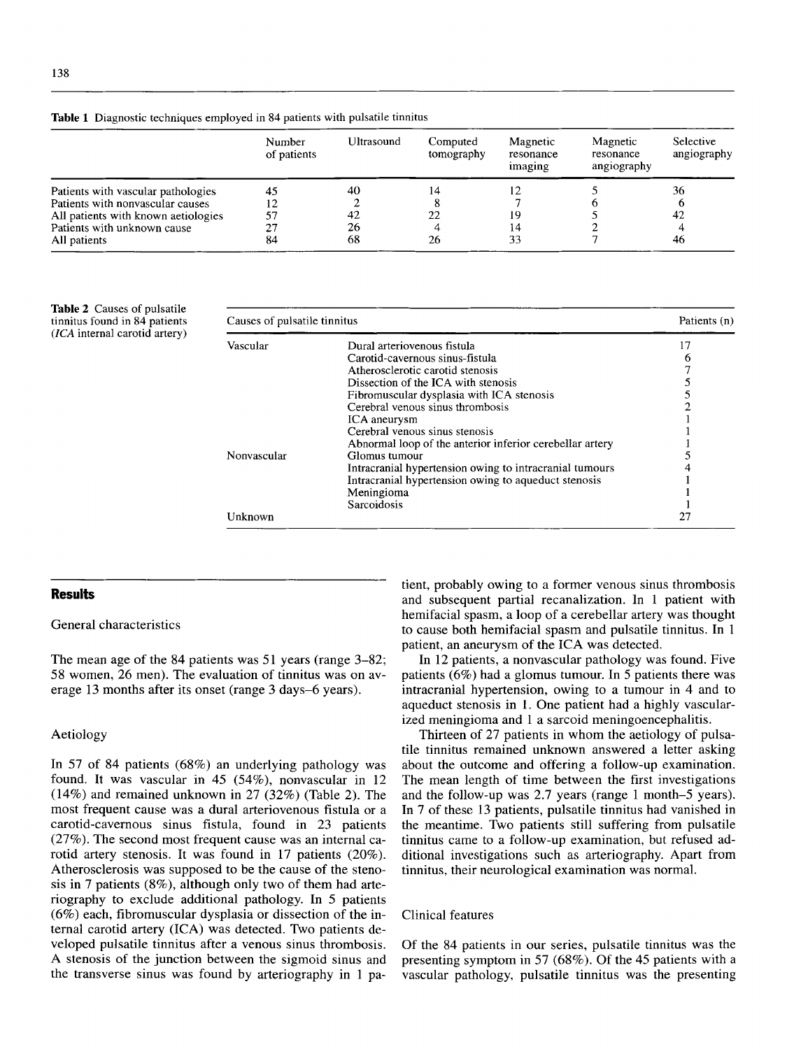**Table 1** Diagnostic techniques employed in 84 patients with pulsatile tinnitus

| | Number of patients | Ultrasound | Computed tomography | Magnetic resonance imaging | Magnetic resonance angiography | Selective angiography |
|---|---|---|---|---|---|---|
| Patients with vascular pathologies | 45 | 40 | 14 | 12 | 5 | 36 |
| Patients with nonvascular causes | 12 | 2 | 8 | 7 | 6 | 6 |
| All patients with known aetiologies | 57 | 42 | 22 | 19 | 5 | 42 |
| Patients with unknown cause | 27 | 26 | 4 | 14 | 2 | 4 |
| All patients | 84 | 68 | 26 | 33 | 7 | 46 |

**Table 2** Causes of pulsatile tinnitus found in 84 patients (*ICA* internal carotid artery)

| Causes of pulsatile tinnitus | | Patients (n) |
|---|---|---|
| Vascular | Dural arteriovenous fistula | 17 |
| | Carotid-cavernous sinus-fistula | 6 |
| | Atherosclerotic carotid stenosis | 7 |
| | Dissection of the ICA with stenosis | 5 |
| | Fibromuscular dysplasia with ICA stenosis | 5 |
| | Cerebral venous sinus thrombosis | 2 |
| | ICA aneurysm | 1 |
| | Cerebral venous sinus stenosis | 1 |
| | Abnormal loop of the anterior inferior cerebellar artery | 1 |
| Nonvascular | Glomus tumour | 5 |
| | Intracranial hypertension owing to intracranial tumours | 4 |
| | Intracranial hypertension owing to aqueduct stenosis | 1 |
| | Meningioma | 1 |
| | Sarcoidosis | 1 |
| Unknown | | 27 |

## Results

### General characteristics

The mean age of the 84 patients was 51 years (range 3–82; 58 women, 26 men). The evaluation of tinnitus was on average 13 months after its onset (range 3 days–6 years).

### Aetiology

In 57 of 84 patients (68%) an underlying pathology was found. It was vascular in 45 (54%), nonvascular in 12 (14%) and remained unknown in 27 (32%) (Table 2). The most frequent cause was a dural arteriovenous fistula or a carotid-cavernous sinus fistula, found in 23 patients (27%). The second most frequent cause was an internal carotid artery stenosis. It was found in 17 patients (20%). Atherosclerosis was supposed to be the cause of the stenosis in 7 patients (8%), although only two of them had arteriography to exclude additional pathology. In 5 patients (6%) each, fibromuscular dysplasia or dissection of the internal carotid artery (ICA) was detected. Two patients developed pulsatile tinnitus after a venous sinus thrombosis. A stenosis of the junction between the sigmoid sinus and the transverse sinus was found by arteriography in 1 patient, probably owing to a former venous sinus thrombosis and subsequent partial recanalization. In 1 patient with hemifacial spasm, a loop of a cerebellar artery was thought to cause both hemifacial spasm and pulsatile tinnitus. In 1 patient, an aneurysm of the ICA was detected.

In 12 patients, a nonvascular pathology was found. Five patients (6%) had a glomus tumour. In 5 patients there was intracranial hypertension, owing to a tumour in 4 and to aqueduct stenosis in 1. One patient had a highly vascularized meningioma and 1 a sarcoid meningoencephalitis.

Thirteen of 27 patients in whom the aetiology of pulsatile tinnitus remained unknown answered a letter asking about the outcome and offering a follow-up examination. The mean length of time between the first investigations and the follow-up was 2.7 years (range 1 month–5 years). In 7 of these 13 patients, pulsatile tinnitus had vanished in the meantime. Two patients still suffering from pulsatile tinnitus came to a follow-up examination, but refused additional investigations such as arteriography. Apart from tinnitus, their neurological examination was normal.

### Clinical features

Of the 84 patients in our series, pulsatile tinnitus was the presenting symptom in 57 (68%). Of the 45 patients with a vascular pathology, pulsatile tinnitus was the presenting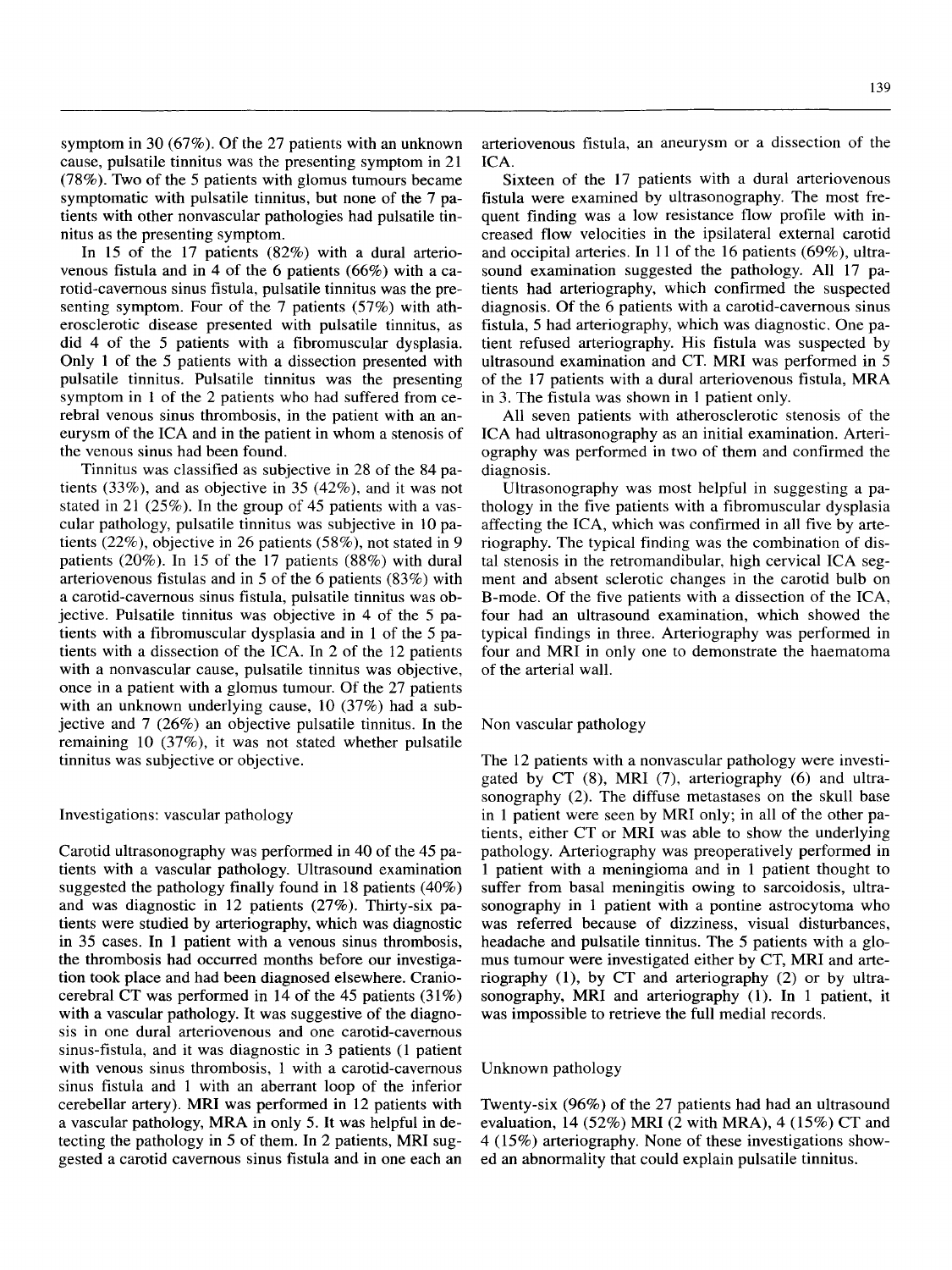symptom in 30 (67%). Of the 27 patients with an unknown cause, pulsatile tinnitus was the presenting symptom in 21 (78%). Two of the 5 patients with glomus tumours became symptomatic with pulsatile tinnitus, but none of the 7 patients with other nonvascular pathologies had pulsatile tinnitus as the presenting symptom.

In 15 of the 17 patients (82%) with a dural arteriovenous fistula and in 4 of the 6 patients (66%) with a carotid-cavernous sinus fistula, pulsatile tinnitus was the presenting symptom. Four of the 7 patients (57%) with atherosclerotic disease presented with pulsatile tinnitus, as did 4 of the 5 patients with a fibromuscular dysplasia. Only 1 of the 5 patients with a dissection presented with pulsatile tinnitus. Pulsatile tinnitus was the presenting symptom in 1 of the 2 patients who had suffered from cerebral venous sinus thrombosis, in the patient with an aneurysm of the ICA and in the patient in whom a stenosis of the venous sinus had been found.

Tinnitus was classified as subjective in 28 of the 84 patients (33%), and as objective in 35 (42%), and it was not stated in 21 (25%). In the group of 45 patients with a vascular pathology, pulsatile tinnitus was subjective in 10 patients (22%), objective in 26 patients (58%), not stated in 9 patients (20%). In 15 of the 17 patients (88%) with dural arteriovenous fistulas and in 5 of the 6 patients (83%) with a carotid-cavernous sinus fistula, pulsatile tinnitus was objective. Pulsatile tinnitus was objective in 4 of the 5 patients with a fibromuscular dysplasia and in 1 of the 5 patients with a dissection of the ICA. In 2 of the 12 patients with a nonvascular cause, pulsatile tinnitus was objective, once in a patient with a glomus tumour. Of the 27 patients with an unknown underlying cause, 10 (37%) had a subjective and 7 (26%) an objective pulsatile tinnitus. In the remaining 10 (37%), it was not stated whether pulsatile tinnitus was subjective or objective.

## Investigations: vascular pathology

Carotid ultrasonography was performed in 40 of the 45 patients with a vascular pathology. Ultrasound examination suggested the pathology finally found in 18 patients (40%) and was diagnostic in 12 patients (27%). Thirty-six patients were studied by arteriography, which was diagnostic in 35 cases. In 1 patient with a venous sinus thrombosis, the thrombosis had occurred months before our investigation took place and had been diagnosed elsewhere. Craniocerebral CT was performed in 14 of the 45 patients (31%) with a vascular pathology. It was suggestive of the diagnosis in one dural arteriovenous and one carotid-cavernous sinus-fistula, and it was diagnostic in 3 patients (1 patient with venous sinus thrombosis, 1 with a carotid-cavernous sinus fistula and 1 with an aberrant loop of the inferior cerebellar artery). MRI was performed in 12 patients with a vascular pathology, MRA in only 5. It was helpful in detecting the pathology in 5 of them. In 2 patients, MRI suggested a carotid cavernous sinus fistula and in one each an arteriovenous fistula, an aneurysm or a dissection of the ICA.

Sixteen of the 17 patients with a dural arteriovenous fistula were examined by ultrasonography. The most frequent finding was a low resistance flow profile with increased flow velocities in the ipsilateral external carotid and occipital arteries. In 11 of the 16 patients (69%), ultrasound examination suggested the pathology. All 17 patients had arteriography, which confirmed the suspected diagnosis. Of the 6 patients with a carotid-cavernous sinus fistula, 5 had arteriography, which was diagnostic. One patient refused arteriography. His fistula was suspected by ultrasound examination and CT. MRI was performed in 5 of the 17 patients with a dural arteriovenous fistula, MRA in 3. The fistula was shown in 1 patient only.

All seven patients with atherosclerotic stenosis of the ICA had ultrasonography as an initial examination. Arteriography was performed in two of them and confirmed the diagnosis.

Ultrasonography was most helpful in suggesting a pathology in the five patients with a fibromuscular dysplasia affecting the ICA, which was confirmed in all five by arteriography. The typical finding was the combination of distal stenosis in the retromandibular, high cervical ICA segment and absent sclerotic changes in the carotid bulb on B-mode. Of the five patients with a dissection of the ICA, four had an ultrasound examination, which showed the typical findings in three. Arteriography was performed in four and MRI in only one to demonstrate the haematoma of the arterial wall.

## Non vascular pathology

The 12 patients with a nonvascular pathology were investigated by CT (8), MRI (7), arteriography (6) and ultrasonography (2). The diffuse metastases on the skull base in 1 patient were seen by MRI only; in all of the other patients, either CT or MRI was able to show the underlying pathology. Arteriography was preoperatively performed in 1 patient with a meningioma and in 1 patient thought to suffer from basal meningitis owing to sarcoidosis, ultrasonography in 1 patient with a pontine astrocytoma who was referred because of dizziness, visual disturbances, headache and pulsatile tinnitus. The 5 patients with a glomus tumour were investigated either by CT, MRI and arteriography (1), by CT and arteriography (2) or by ultrasonography, MRI and arteriography (1). In 1 patient, it was impossible to retrieve the full medial records.

## Unknown pathology

Twenty-six (96%) of the 27 patients had had an ultrasound evaluation, 14 (52%) MRI (2 with MRA), 4 (15%) CT and 4 (15%) arteriography. None of these investigations showed an abnormality that could explain pulsatile tinnitus.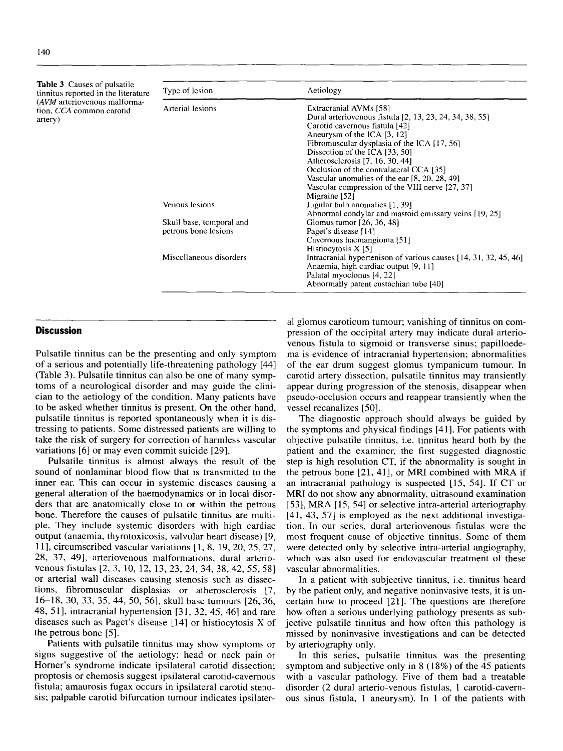**Table 3** Causes of pulsatile tinnitus reported in the literature (*AVM* arteriovenous malformation, *CCA* common carotid artery)

| Type of lesion | Aetiology |
|---|---|
| Arterial lesions | Extracranial AVMs [58] |
| | Dural arteriovenous fistula [2, 13, 23, 24, 34, 38, 55] |
| | Carotid cavernous fistula [42] |
| | Aneurysm of the ICA [3, 12] |
| | Fibromuscular dysplasia of the ICA [17, 56] |
| | Dissection of the ICA [33, 50] |
| | Atherosclerosis [7, 16, 30, 44] |
| | Occlusion of the contralateral CCA [35] |
| | Vascular anomalies of the ear [8, 20, 28, 49] |
| | Vascular compression of the VIII nerve [27, 37] |
| | Migraine [52] |
| Venous lesions | Jugular bulb anomalies [1, 39] |
| | Abnormal condylar and mastoid emissary veins [19, 25] |
| Skull base, temporal and petrous bone lesions | Glomus tumor [26, 36, 48] |
| | Paget's disease [14] |
| | Cavernous haemangioma [51] |
| | Histiocytosis X [5] |
| Miscellaneous disorders | Intracranial hypertenison of various causes [14, 31, 32, 45, 46] |
| | Anaemia, high cardiac output [9, 11] |
| | Palatal myoclonus [4, 22] |
| | Abnormally patent eustachian tube [40] |

## Discussion

Pulsatile tinnitus can be the presenting and only symptom of a serious and potentially life-threatening pathology [44] (Table 3). Pulsatile tinnitus can also be one of many symptoms of a neurological disorder and may guide the clinician to the aetiology of the condition. Many patients have to be asked whether tinnitus is present. On the other hand, pulsatile tinnitus is reported spontaneously when it is distressing to patients. Some distressed patients are willing to take the risk of surgery for correction of harmless vascular variations [6] or may even commit suicide [29].

Pulsatile tinnitus is almost always the result of the sound of nonlaminar blood flow that is transmitted to the inner ear. This can occur in systemic diseases causing a general alteration of the haemodynamics or in local disorders that are anatomically close to or within the petrous bone. Therefore the causes of pulsatile tinnitus are multiple. They include systemic disorders with high cardiac output (anaemia, thyrotoxicosis, valvular heart disease) [9, 11], circumscribed vascular variations [1, 8, 19, 20, 25, 27, 28, 37, 49], arteriovenous malformations, dural arteriovenous fistulas [2, 3, 10, 12, 13, 23, 24, 34, 38, 42, 55, 58] or arterial wall diseases causing stenosis such as dissections, fibromuscular displasias or atherosclerosis [7, 16–18, 30, 33, 35, 44, 50, 56], skull base tumours [26, 36, 48, 51], intracranial hypertension [31, 32, 45, 46] and rare diseases such as Paget's disease [14] or histiocytosis X of the petrous bone [5].

Patients with pulsatile tinnitus may show symptoms or signs suggestive of the aetiology: head or neck pain or Horner's syndrome indicate ipsilateral carotid dissection; proptosis or chemosis suggest ipsilateral carotid-cavernous fistula; amaurosis fugax occurs in ipsilateral carotid stenosis; palpable carotid bifurcation tumour indicates ipsilateral glomus caroticum tumour; vanishing of tinnitus on compression of the occipital artery may indicate dural arteriovenous fistula to sigmoid or transverse sinus; papilloedema is evidence of intracranial hypertension; abnormalities of the ear drum suggest glomus tympanicum tumour. In carotid artery dissection, pulsatile tinnitus may transiently appear during progression of the stenosis, disappear when pseudo-occlusion occurs and reappear transiently when the vessel recanalizes [50].

The diagnostic approach should always be guided by the symptoms and physical findings [41]. For patients with objective pulsatile tinnitus, i.e. tinnitus heard both by the patient and the examiner, the first suggested diagnostic step is high resolution CT, if the abnormality is sought in the petrous bone [21, 41], or MRI combined with MRA if an intracranial pathology is suspected [15, 54]. If CT or MRI do not show any abnormality, ultrasound examination [53], MRA [15, 54] or selective intra-arterial arteriography [41, 43, 57] is employed as the next additional investigation. In our series, dural arteriovenous fistulas were the most frequent cause of objective tinnitus. Some of them were detected only by selective intra-arterial angiography, which was also used for endovascular treatment of these vascular abnormalities.

In a patient with subjective tinnitus, i.e. tinnitus heard by the patient only, and negative noninvasive tests, it is uncertain how to proceed [21]. The questions are therefore how often a serious underlying pathology presents as subjective pulsatile tinnitus and how often this pathology is missed by noninvasive investigations and can be detected by arteriography only.

In this series, pulsatile tinnitus was the presenting symptom and subjective only in 8 (18%) of the 45 patients with a vascular pathology. Five of them had a treatable disorder (2 dural arterio-venous fistulas, 1 carotid-cavernous sinus fistula, 1 aneurysm). In 1 of the patients with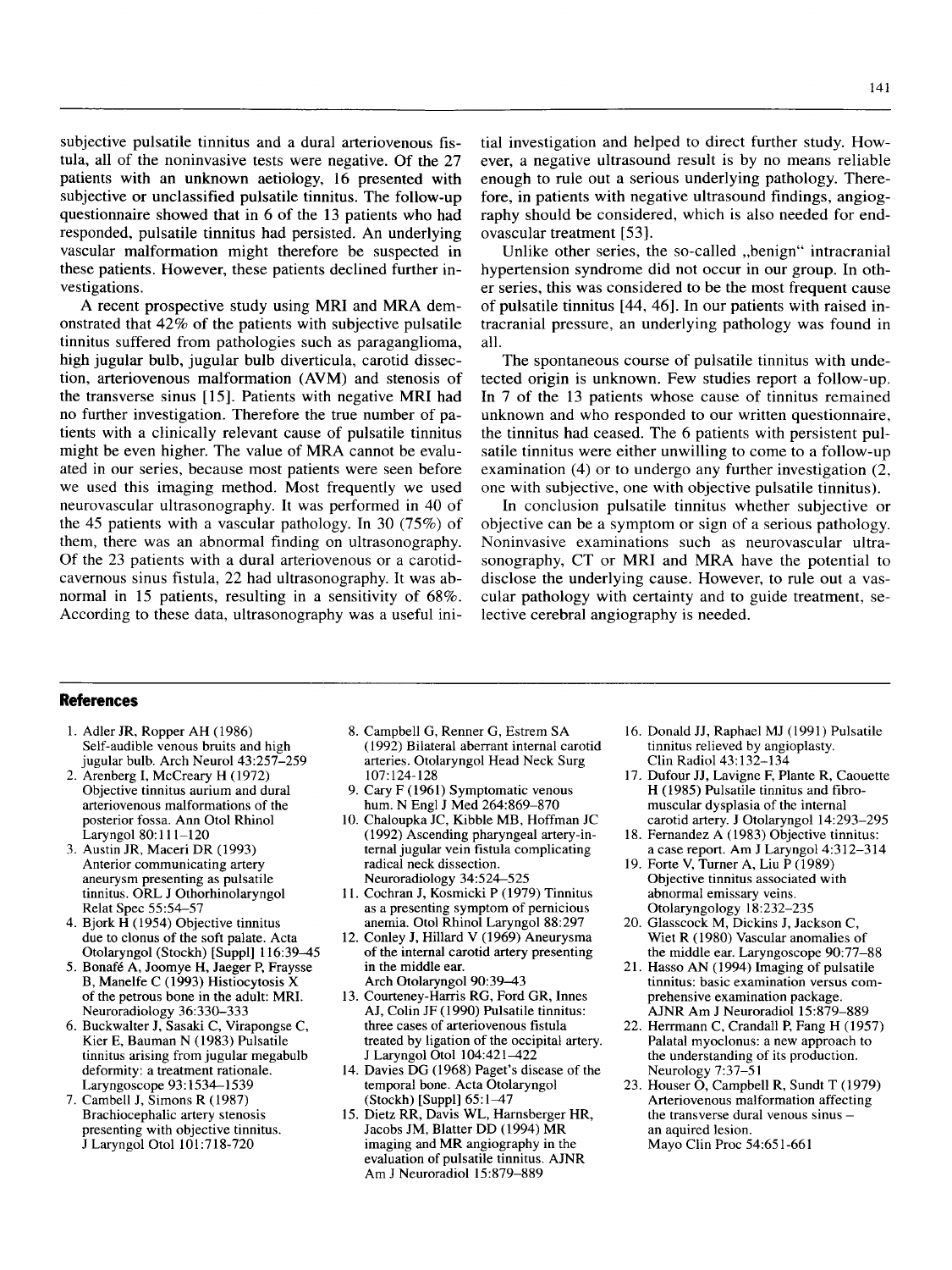subjective pulsatile tinnitus and a dural arteriovenous fistula, all of the noninvasive tests were negative. Of the 27 patients with an unknown aetiology, 16 presented with subjective or unclassified pulsatile tinnitus. The follow-up questionnaire showed that in 6 of the 13 patients who had responded, pulsatile tinnitus had persisted. An underlying vascular malformation might therefore be suspected in these patients. However, these patients declined further investigations.

A recent prospective study using MRI and MRA demonstrated that 42% of the patients with subjective pulsatile tinnitus suffered from pathologies such as paraganglioma, high jugular bulb, jugular bulb diverticula, carotid dissection, arteriovenous malformation (AVM) and stenosis of the transverse sinus [15]. Patients with negative MRI had no further investigation. Therefore the true number of patients with a clinically relevant cause of pulsatile tinnitus might be even higher. The value of MRA cannot be evaluated in our series, because most patients were seen before we used this imaging method. Most frequently we used neurovascular ultrasonography. It was performed in 40 of the 45 patients with a vascular pathology. In 30 (75%) of them, there was an abnormal finding on ultrasonography. Of the 23 patients with a dural arteriovenous or a carotid-cavernous sinus fistula, 22 had ultrasonography. It was abnormal in 15 patients, resulting in a sensitivity of 68%. According to these data, ultrasonography was a useful initial investigation and helped to direct further study. However, a negative ultrasound result is by no means reliable enough to rule out a serious underlying pathology. Therefore, in patients with negative ultrasound findings, angiography should be considered, which is also needed for endovascular treatment [53].

Unlike other series, the so-called „benign" intracranial hypertension syndrome did not occur in our group. In other series, this was considered to be the most frequent cause of pulsatile tinnitus [44, 46]. In our patients with raised intracranial pressure, an underlying pathology was found in all.

The spontaneous course of pulsatile tinnitus with undetected origin is unknown. Few studies report a follow-up. In 7 of the 13 patients whose cause of tinnitus remained unknown and who responded to our written questionnaire, the tinnitus had ceased. The 6 patients with persistent pulsatile tinnitus were either unwilling to come to a follow-up examination (4) or to undergo any further investigation (2, one with subjective, one with objective pulsatile tinnitus).

In conclusion pulsatile tinnitus whether subjective or objective can be a symptom or sign of a serious pathology. Noninvasive examinations such as neurovascular ultrasonography, CT or MRI and MRA have the potential to disclose the underlying cause. However, to rule out a vascular pathology with certainty and to guide treatment, selective cerebral angiography is needed.

## References

1. Adler JR, Ropper AH (1986) Self-audible venous bruits and high jugular bulb. Arch Neurol 43:257–259
2. Arenberg I, McCreary H (1972) Objective tinnitus aurium and dural arteriovenous malformations of the posterior fossa. Ann Otol Rhinol Laryngol 80:111–120
3. Austin JR, Maceri DR (1993) Anterior communicating artery aneurysm presenting as pulsatile tinnitus. ORL J Othorhinolaryngol Relat Spec 55:54–57
4. Bjork H (1954) Objective tinnitus due to clonus of the soft palate. Acta Otolaryngol (Stockh) [Suppl] 116:39–45
5. Bonafé A, Joomye H, Jaeger P, Fraysse B, Manelfe C (1993) Histiocytosis X of the petrous bone in the adult: MRI. Neuroradiology 36:330–333
6. Buckwalter J, Sasaki C, Virapongse C, Kier E, Bauman N (1983) Pulsatile tinnitus arising from jugular megabulb deformity: a treatment rationale. Laryngoscope 93:1534–1539
7. Cambell J, Simons R (1987) Brachiocephalic artery stenosis presenting with objective tinnitus. J Laryngol Otol 101:718-720
8. Campbell G, Renner G, Estrem SA (1992) Bilateral aberrant internal carotid arteries. Otolaryngol Head Neck Surg 107:124-128
9. Cary F (1961) Symptomatic venous hum. N Engl J Med 264:869–870
10. Chaloupka JC, Kibble MB, Hoffman JC (1992) Ascending pharyngeal artery-internal jugular vein fistula complicating radical neck dissection. Neuroradiology 34:524–525
11. Cochran J, Kosmicki P (1979) Tinnitus as a presenting symptom of pernicious anemia. Otol Rhinol Laryngol 88:297
12. Conley J, Hillard V (1969) Aneurysma of the internal carotid artery presenting in the middle ear. Arch Otolaryngol 90:39–43
13. Courteney-Harris RG, Ford GR, Innes AJ, Colin JF (1990) Pulsatile tinnitus: three cases of arteriovenous fistula treated by ligation of the occipital artery. J Laryngol Otol 104:421–422
14. Davies DG (1968) Paget's disease of the temporal bone. Acta Otolaryngol (Stockh) [Suppl] 65:1–47
15. Dietz RR, Davis WL, Harnsberger HR, Jacobs JM, Blatter DD (1994) MR imaging and MR angiography in the evaluation of pulsatile tinnitus. AJNR Am J Neuroradiol 15:879–889
16. Donald JJ, Raphael MJ (1991) Pulsatile tinnitus relieved by angioplasty. Clin Radiol 43:132–134
17. Dufour JJ, Lavigne F, Plante R, Caouette H (1985) Pulsatile tinnitus and fibromuscular dysplasia of the internal carotid artery. J Otolaryngol 14:293–295
18. Fernandez A (1983) Objective tinnitus: a case report. Am J Laryngol 4:312–314
19. Forte V, Turner A, Liu P (1989) Objective tinnitus associated with abnormal emissary veins. Otolaryngology 18:232–235
20. Glasscock M, Dickins J, Jackson C, Wiet R (1980) Vascular anomalies of the middle ear. Laryngoscope 90:77–88
21. Hasso AN (1994) Imaging of pulsatile tinnitus: basic examination versus comprehensive examination package. AJNR Am J Neuroradiol 15:879–889
22. Herrmann C, Crandall P, Fang H (1957) Palatal myoclonus: a new approach to the understanding of its production. Neurology 7:37–51
23. Houser O, Campbell R, Sundt T (1979) Arteriovenous malformation affecting the transverse dural venous sinus – an aquired lesion. Mayo Clin Proc 54:651-661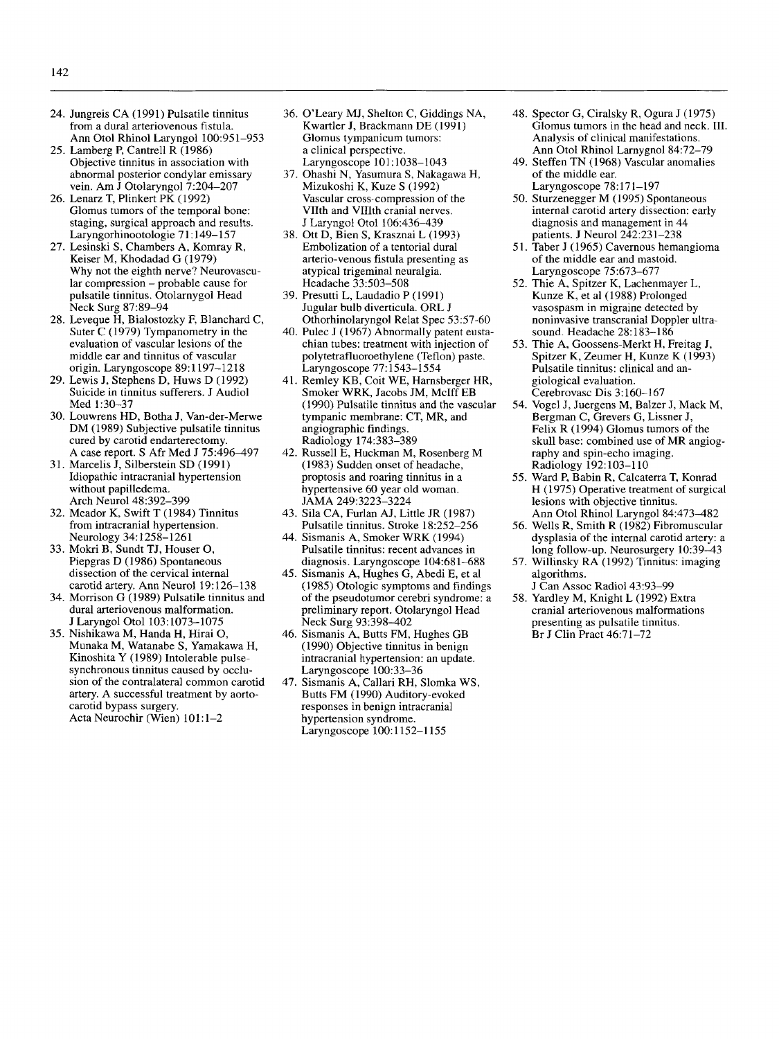24. Jungreis CA (1991) Pulsatile tinnitus from a dural arteriovenous fistula. Ann Otol Rhinol Laryngol 100:951–953
25. Lamberg P, Cantrell R (1986) Objective tinnitus in association with abnormal posterior condylar emissary vein. Am J Otolaryngol 7:204–207
26. Lenarz T, Plinkert PK (1992) Glomus tumors of the temporal bone: staging, surgical approach and results. Laryngorhinootologie 71:149–157
27. Lesinski S, Chambers A, Komray R, Keiser M, Khodadad G (1979) Why not the eighth nerve? Neurovascular compression – probable cause for pulsatile tinnitus. Otolarnygol Head Neck Surg 87:89–94
28. Leveque H, Bialostozky F, Blanchard C, Suter C (1979) Tympanometry in the evaluation of vascular lesions of the middle ear and tinnitus of vascular origin. Laryngoscope 89:1197–1218
29. Lewis J, Stephens D, Huws D (1992) Suicide in tinnitus sufferers. J Audiol Med 1:30–37
30. Louwrens HD, Botha J, Van-der-Merwe DM (1989) Subjective pulsatile tinnitus cured by carotid endarterectomy. A case report. S Afr Med J 75:496–497
31. Marcelis J, Silberstein SD (1991) Idiopathic intracranial hypertension without papilledema. Arch Neurol 48:392–399
32. Meador K, Swift T (1984) Tinnitus from intracranial hypertension. Neurology 34:1258–1261
33. Mokri B, Sundt TJ, Houser O, Piepgras D (1986) Spontaneous dissection of the cervical internal carotid artery. Ann Neurol 19:126–138
34. Morrison G (1989) Pulsatile tinnitus and dural arteriovenous malformation. J Laryngol Otol 103:1073–1075
35. Nishikawa M, Handa H, Hirai O, Munaka M, Watanabe S, Yamakawa H, Kinoshita Y (1989) Intolerable pulse-synchronous tinnitus caused by occlusion of the contralateral common carotid artery. A successful treatment by aorto-carotid bypass surgery. Acta Neurochir (Wien) 101:1–2
36. O'Leary MJ, Shelton C, Giddings NA, Kwartler J, Brackmann DE (1991) Glomus tympanicum tumors: a clinical perspective. Laryngoscope 101:1038–1043
37. Ohashi N, Yasumura S, Nakagawa H, Mizukoshi K, Kuze S (1992) Vascular cross-compression of the VIIth and VIIIth cranial nerves. J Laryngol Otol 106:436–439
38. Ott D, Bien S, Krasznai L (1993) Embolization of a tentorial dural arterio-venous fistula presenting as atypical trigeminal neuralgia. Headache 33:503–508
39. Presutti L, Laudadio P (1991) Jugular bulb diverticula. ORL J Othorhinolaryngol Relat Spec 53:57-60
40. Pulec J (1967) Abnormally patent eustachian tubes: treatment with injection of polytetrafluoroethylene (Teflon) paste. Laryngoscope 77:1543–1554
41. Remley KB, Coit WE, Harnsberger HR, Smoker WRK, Jacobs JM, McIff EB (1990) Pulsatile tinnitus and the vascular tympanic membrane: CT, MR, and angiographic findings. Radiology 174:383–389
42. Russell E, Huckman M, Rosenberg M (1983) Sudden onset of headache, proptosis and roaring tinnitus in a hypertensive 60 year old woman. JAMA 249:3223–3224
43. Sila CA, Furlan AJ, Little JR (1987) Pulsatile tinnitus. Stroke 18:252–256
44. Sismanis A, Smoker WRK (1994) Pulsatile tinnitus: recent advances in diagnosis. Laryngoscope 104:681–688
45. Sismanis A, Hughes G, Abedi E, et al (1985) Otologic symptoms and findings of the pseudotumor cerebri syndrome: a preliminary report. Otolaryngol Head Neck Surg 93:398–402
46. Sismanis A, Butts FM, Hughes GB (1990) Objective tinnitus in benign intracranial hypertension: an update. Laryngoscope 100:33–36
47. Sismanis A, Callari RH, Slomka WS, Butts FM (1990) Auditory-evoked responses in benign intracranial hypertension syndrome. Laryngoscope 100:1152–1155
48. Spector G, Ciralsky R, Ogura J (1975) Glomus tumors in the head and neck. III. Analysis of clinical manifestations. Ann Otol Rhinol Larnygnol 84:72–79
49. Steffen TN (1968) Vascular anomalies of the middle ear. Laryngoscope 78:171–197
50. Sturzenegger M (1995) Spontaneous internal carotid artery dissection: early diagnosis and management in 44 patients. J Neurol 242:231–238
51. Taber J (1965) Cavernous hemangioma of the middle ear and mastoid. Laryngoscope 75:673–677
52. Thie A, Spitzer K, Lachenmayer L, Kunze K, et al (1988) Prolonged vasospasm in migraine detected by noninvasive transcranial Doppler ultrasound. Headache 28:183–186
53. Thie A, Goossens-Merkt H, Freitag J, Spitzer K, Zeumer H, Kunze K (1993) Pulsatile tinnitus: clinical and angiological evaluation. Cerebrovasc Dis 3:160–167
54. Vogel J, Juergens M, Balzer J, Mack M, Bergman C, Grevers G, Lissner J, Felix R (1994) Glomus tumors of the skull base: combined use of MR angiography and spin-echo imaging. Radiology 192:103–110
55. Ward P, Babin R, Calcaterra T, Konrad H (1975) Operative treatment of surgical lesions with objective tinnitus. Ann Otol Rhinol Laryngol 84:473–482
56. Wells R, Smith R (1982) Fibromuscular dysplasia of the internal carotid artery: a long follow-up. Neurosurgery 10:39–43
57. Willinsky RA (1992) Tinnitus: imaging algorithms. J Can Assoc Radiol 43:93–99
58. Yardley M, Knight L (1992) Extra cranial arteriovenous malformations presenting as pulsatile tinnitus. Br J Clin Pract 46:71–72